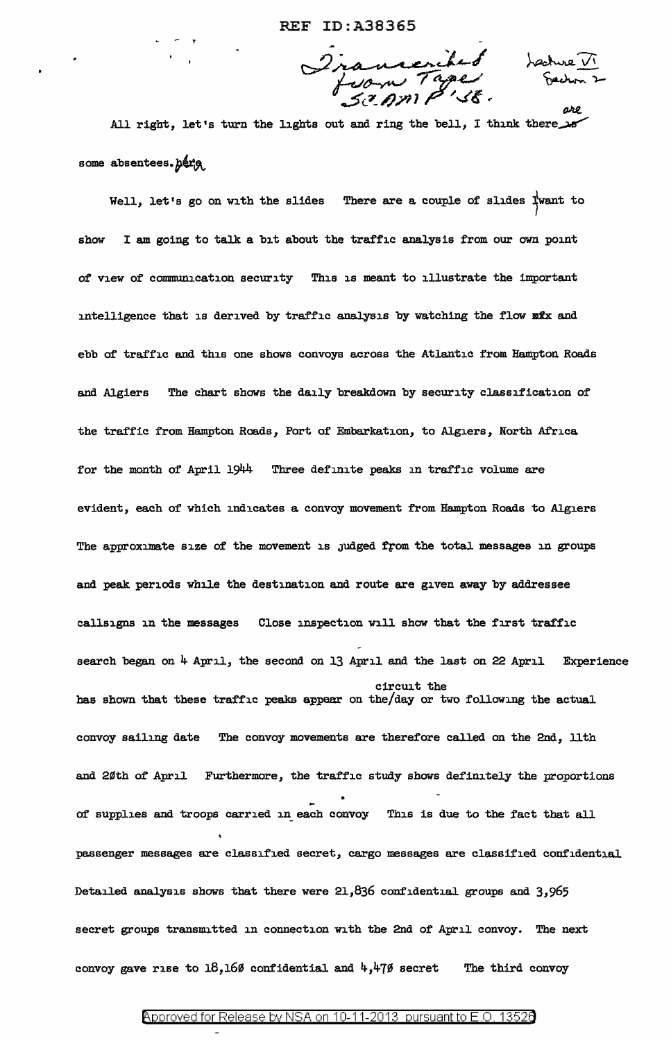Transcribed from Tape SCAMP '58. Lecture VI Section 2

All right, let's turn the lights out and ring the bell, I think there are some absentees.

Well, let's go on with the slides There are a couple of slides I want to show I am going to talk a bit about the traffic analysis from our own point of view of communication security This is meant to illustrate the important intelligence that is derived by traffic analysis by watching the flow and ebb of traffic and this one shows convoys across the Atlantic from Hampton Roads and Algiers The chart shows the daily breakdown by security classification of the traffic from Hampton Roads, Port of Embarkation, to Algiers, North Africa for the month of April 1944 Three definite peaks in traffic volume are evident, each of which indicates a convoy movement from Hampton Roads to Algiers The approximate size of the movement is judged from the total messages in groups and peak periods while the destination and route are given away by addressee callsigns in the messages Close inspection will show that the first traffic search began on 4 April, the second on 13 April and the last on 22 April Experience has shown that these traffic peaks appear on the circuit the day or two following the actual convoy sailing date The convoy movements are therefore called on the 2nd, 11th and 20th of April Furthermore, the traffic study shows definitely the proportions of supplies and troops carried in each convoy This is due to the fact that all passenger messages are classified secret, cargo messages are classified confidential Detailed analysis shows that there were 21,836 confidential groups and 3,965 secret groups transmitted in connection with the 2nd of April convoy. The next convoy gave rise to 18,160 confidential and 4,470 secret The third convoy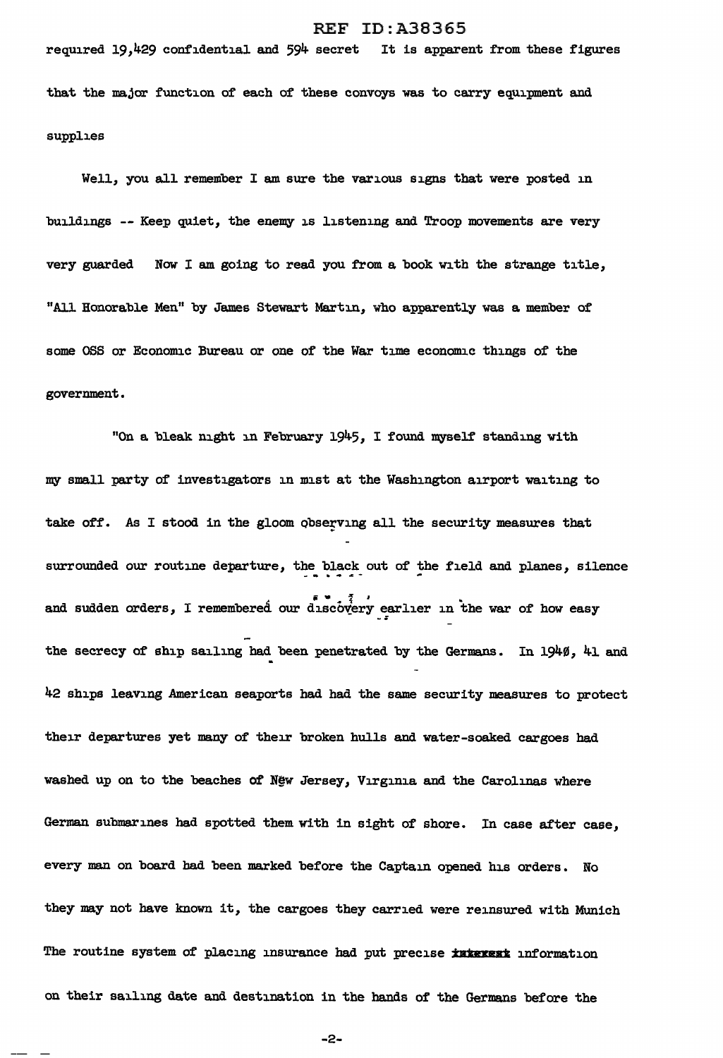required 19,429 confidential and 594 secret It is apparent from these figures that the major function of each of these convoys was to carry equipment and supplies

Well, you all remember I am sure the various signs that were posted in buildings -- Keep quiet, the enemy is listening and Troop movements are very very guarded Now I am going to read you from a book with the strange title, "All Honorable Men" by James Stewart Martin, who apparently was a member of some OSS or Economic Bureau or one of the War time economic things of the government.

"On a bleak night in February 1945, I found myself standing with my small party of investigators in mist at the Washington airport waiting to take off. As I stood in the gloom observing all the security measures that surrounded our routine departure, the black out of the field and planes, silence and sudden orders, I remembered our discovery earlier in the war of how easy the secrecy of ship sailing had been penetrated by the Germans. In 1940, 41 and 42 ships leaving American seaports had had the same security measures to protect their departures yet many of their broken hulls and water-soaked cargoes had washed up on to the beaches of New Jersey, Virginia and the Carolinas where German submarines had spotted them with in sight of shore. In case after case, every man on board had been marked before the Captain opened his orders. No they may not have known it, the cargoes they carried were reinsured with Munich The routine system of placing insurance had put precise information on their sailing date and destination in the hands of the Germans before the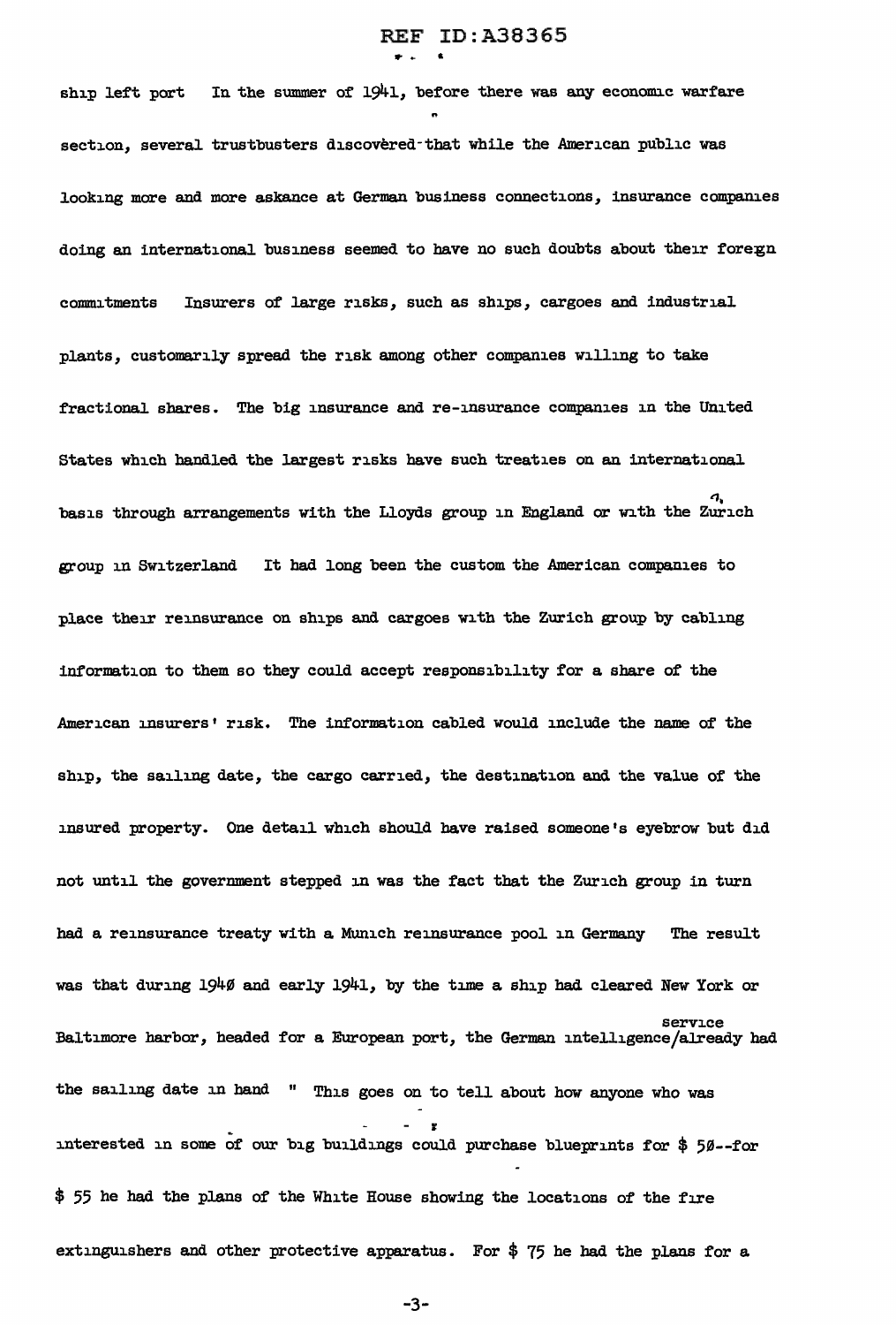ship left port In the summer of 1941, before there was any economic warfare section, several trustbusters discovered that while the American public was looking more and more askance at German business connections, insurance companies doing an international business seemed to have no such doubts about their foreign commitments Insurers of large risks, such as ships, cargoes and industrial plants, customarily spread the risk among other companies willing to take fractional shares. The big insurance and re-insurance companies in the United States which handled the largest risks have such treaties on an international basis through arrangements with the Lloyds group in England or with the Zürich group in Switzerland It had long been the custom the American companies to place their reinsurance on ships and cargoes with the Zurich group by cabling information to them so they could accept responsibility for a share of the American insurers' risk. The information cabled would include the name of the ship, the sailing date, the cargo carried, the destination and the value of the insured property. One detail which should have raised someone's eyebrow but did not until the government stepped in was the fact that the Zurich group in turn had a reinsurance treaty with a Munich reinsurance pool in Germany The result was that during 1940 and early 1941, by the time a ship had cleared New York or Baltimore harbor, headed for a European port, the German intelligence service already had the sailing date in hand " This goes on to tell about how anyone who was interested in some of our big buildings could purchase blueprints for $ 50--for $ 55 he had the plans of the White House showing the locations of the fire extinguishers and other protective apparatus. For $ 75 he had the plans for a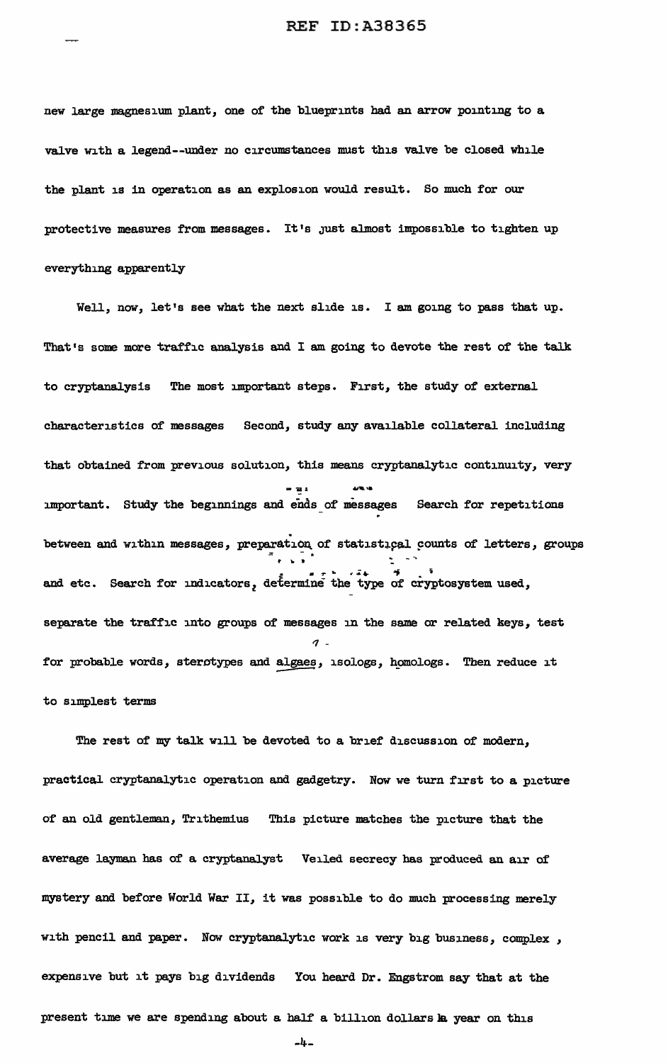new large magnesium plant, one of the blueprints had an arrow pointing to a valve with a legend--under no circumstances must this valve be closed while the plant is in operation as an explosion would result. So much for our protective measures from messages. It's just almost impossible to tighten up everything apparently

Well, now, let's see what the next slide is. I am going to pass that up. That's some more traffic analysis and I am going to devote the rest of the talk to cryptanalysis The most important steps. First, the study of external characteristics of messages Second, study any available collateral including that obtained from previous solution, this means cryptanalytic continuity, very important. Study the beginnings and ends of messages Search for repetitions between and within messages, preparation of statistical counts of letters, groups and etc. Search for indicators, determine the type of cryptosystem used, separate the traffic into groups of messages in the same or related keys, test for probable words, sterotypes and algaes, isologs, homologs. Then reduce it to simplest terms

The rest of my talk will be devoted to a brief discussion of modern, practical cryptanalytic operation and gadgetry. Now we turn first to a picture of an old gentleman, Trithemius This picture matches the picture that the average layman has of a cryptanalyst Veiled secrecy has produced an air of mystery and before World War II, it was possible to do much processing merely with pencil and paper. Now cryptanalytic work is very big business, complex , expensive but it pays big dividends You heard Dr. Engstrom say that at the present time we are spending about a half a billion dollars a year on this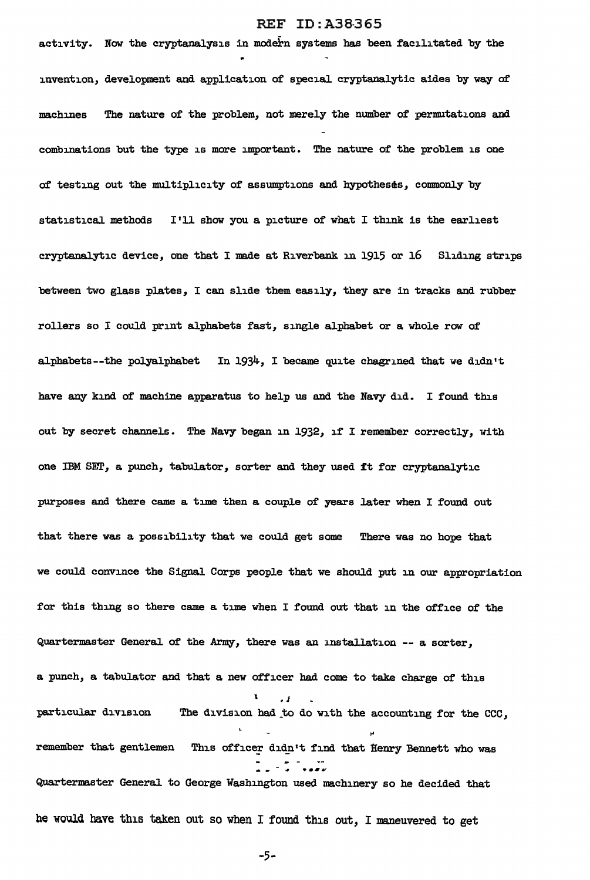activity. Now the cryptanalysis in modern systems has been facilitated by the invention, development and application of special cryptanalytic aides by way of machines The nature of the problem, not merely the number of permutations and combinations but the type is more important. The nature of the problem is one of testing out the multiplicity of assumptions and hypotheses, commonly by statistical methods I'll show you a picture of what I think is the earliest cryptanalytic device, one that I made at Riverbank in 1915 or 16 Sliding strips between two glass plates, I can slide them easily, they are in tracks and rubber rollers so I could print alphabets fast, single alphabet or a whole row of alphabets--the polyalphabet In 1934, I became quite chagrined that we didn't have any kind of machine apparatus to help us and the Navy did. I found this out by secret channels. The Navy began in 1932, if I remember correctly, with one IBM SET, a punch, tabulator, sorter and they used it for cryptanalytic purposes and there came a time then a couple of years later when I found out that there was a possibility that we could get some There was no hope that we could convince the Signal Corps people that we should put in our appropriation for this thing so there came a time when I found out that in the office of the Quartermaster General of the Army, there was an installation -- a sorter, a punch, a tabulator and that a new officer had come to take charge of this particular division The division had to do with the accounting for the CCC, remember that gentlemen This officer didn't find that Henry Bennett who was Quartermaster General to George Washington used machinery so he decided that he would have this taken out so when I found this out, I maneuvered to get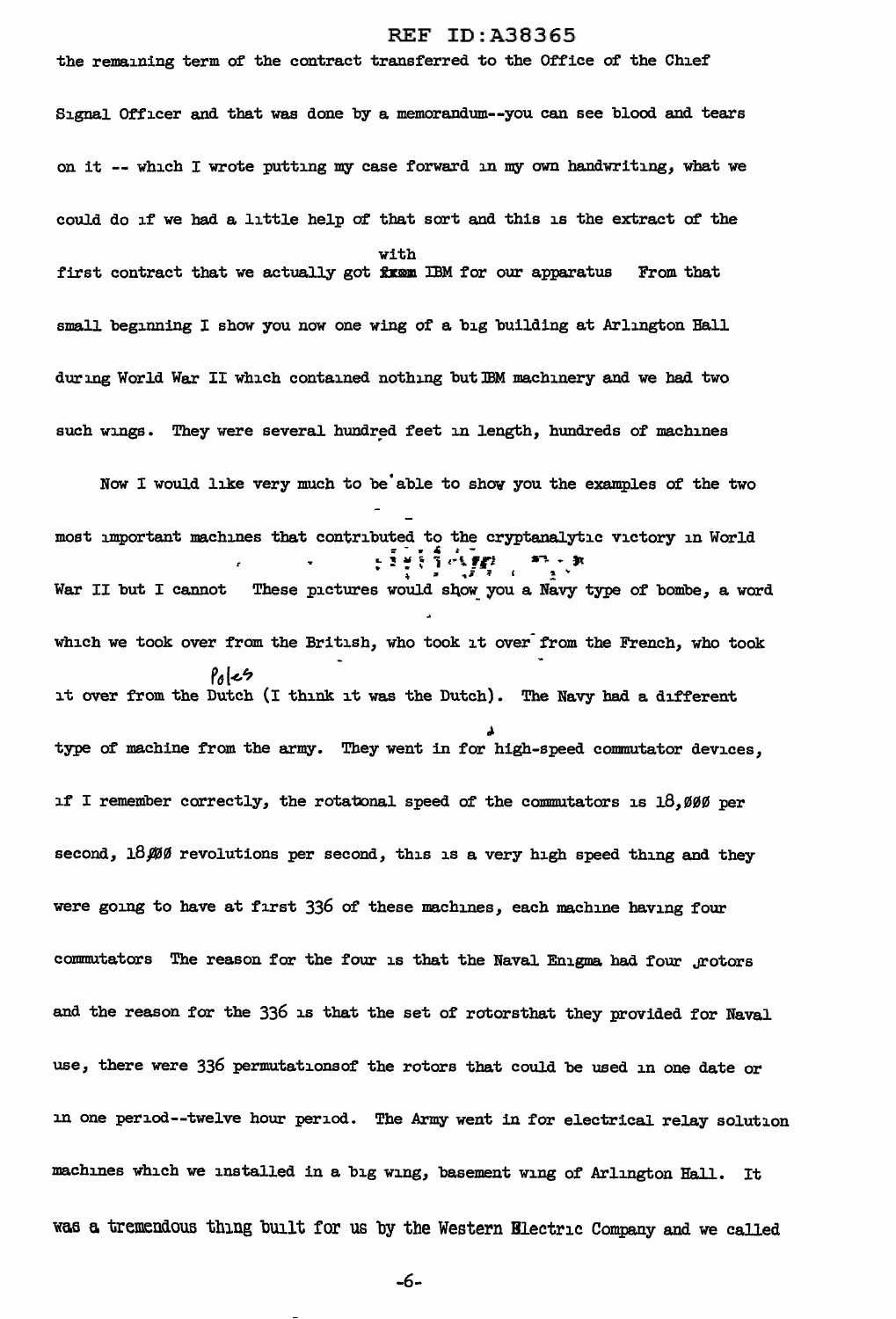the remaining term of the contract transferred to the Office of the Chief Signal Officer and that was done by a memorandum--you can see blood and tears on it -- which I wrote putting my case forward in my own handwriting, what we could do if we had a little help of that sort and this is the extract of the first contract that we actually got with IBM for our apparatus From that small beginning I show you now one wing of a big building at Arlington Hall during World War II which contained nothing but IBM machinery and we had two such wings. They were several hundred feet in length, hundreds of machines

Now I would like very much to be able to show you the examples of the two most important machines that contributed to the cryptanalytic victory in World War II but I cannot These pictures would show you a Navy type of bombe, a word which we took over from the British, who took it over from the French, who took it over from the Poles (I think it was the Dutch). The Navy had a different type of machine from the army. They went in for high-speed commutator devices, if I remember correctly, the rotational speed of the commutators is 18,000 per second, 18000 revolutions per second, this is a very high speed thing and they were going to have at first 336 of these machines, each machine having four commutators The reason for the four is that the Naval Enigma had four rotors and the reason for the 336 is that the set of rotors that they provided for Naval use, there were 336 permutations of the rotors that could be used in one date or in one period--twelve hour period. The Army went in for electrical relay solution machines which we installed in a big wing, basement wing of Arlington Hall. It was a tremendous thing built for us by the Western Electric Company and we called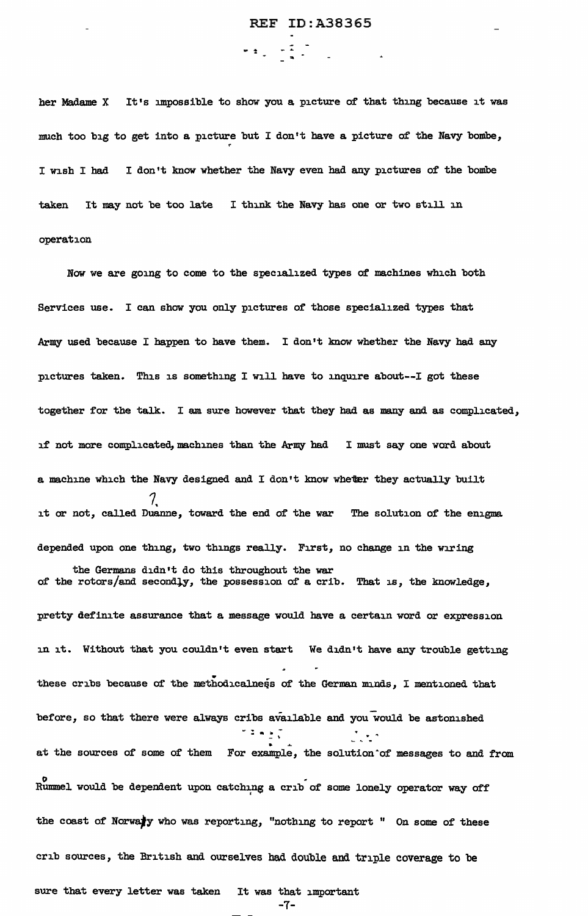her Madame X It's impossible to show you a picture of that thing because it was much too big to get into a picture but I don't have a picture of the Navy bombe, I wish I had I don't know whether the Navy even had any pictures of the bombe taken It may not be too late I think the Navy has one or two still in operation

Now we are going to come to the specialized types of machines which both Services use. I can show you only pictures of those specialized types that Army used because I happen to have them. I don't know whether the Navy had any pictures taken. This is something I will have to inquire about--I got these together for the talk. I am sure however that they had as many and as complicated, if not more complicated, machines than the Army had I must say one word about a machine which the Navy designed and I don't know whether they actually built it or not, called Duanne, toward the end of the war The solution of the enigma depended upon one thing, two things really. First, no change in the wiring of the rotors/the Germans didn't do this throughout the war and secondly, the possession of a crib. That is, the knowledge, pretty definite assurance that a message would have a certain word or expression in it. Without that you couldn't even start We didn't have any trouble getting these cribs because of the methodicalness of the German minds, I mentioned that before, so that there were always cribs available and you would be astonished at the sources of some of them For example, the solution of messages to and from Rommel would be dependent upon catching a crib of some lonely operator way off the coast of Norway who was reporting, "nothing to report " On some of these crib sources, the British and ourselves had double and triple coverage to be sure that every letter was taken It was that important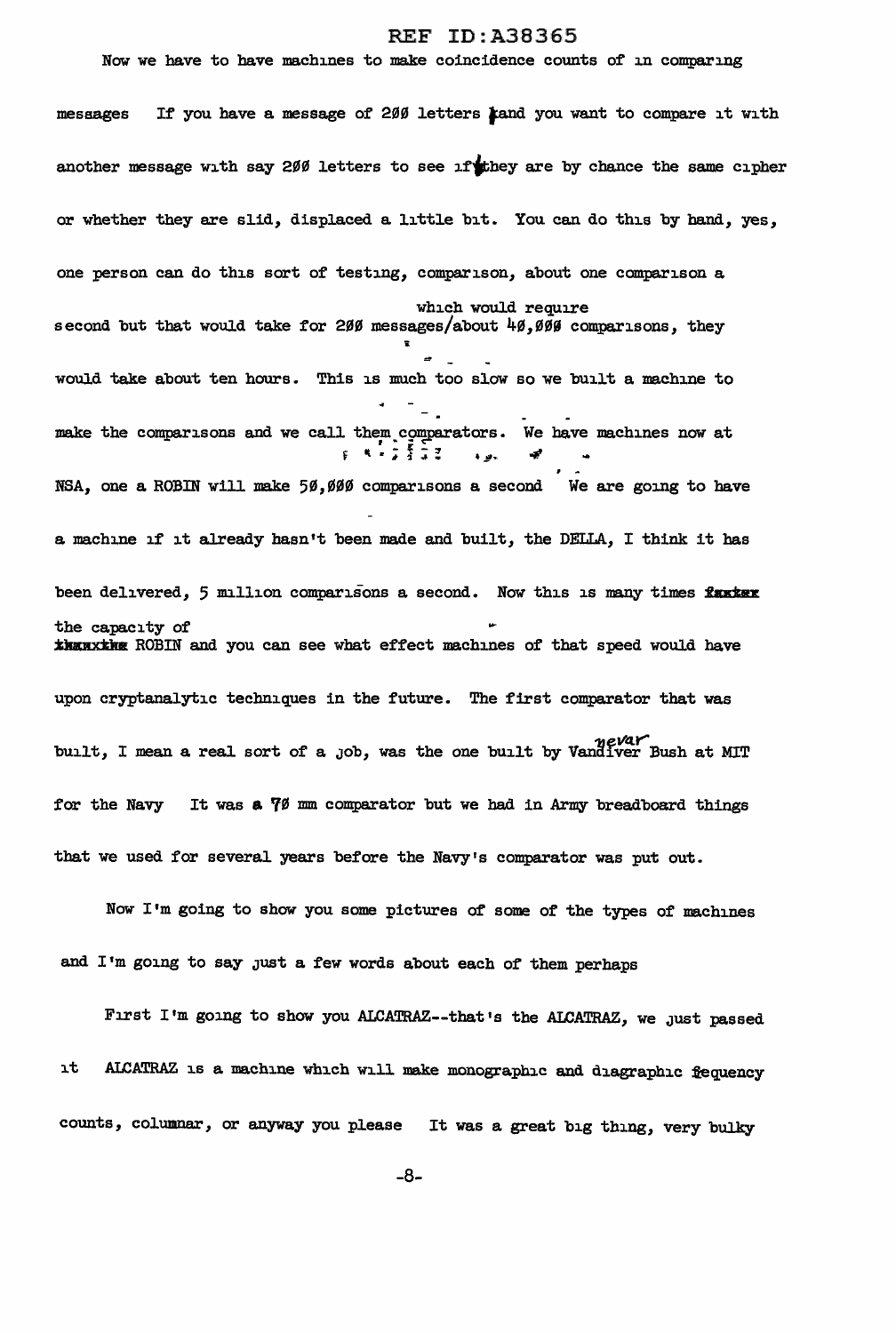Now we have to have machines to make coincidence counts of in comparing messages If you have a message of 200 letters and you want to compare it with another message with say 200 letters to see if they are by chance the same cipher or whether they are slid, displaced a little bit. You can do this by hand, yes, one person can do this sort of testing, comparison, about one comparison a second but that would take for 200 messages/which would require about 40,000 comparisons, they would take about ten hours. This is much too slow so we built a machine to make the comparisons and we call them comparators. We have machines now at NSA, one a ROBIN will make 50,000 comparisons a second We are going to have a machine if it already hasn't been made and built, the DELLA, I think it has been delivered, 5 million comparisons a second. Now this is many times ~~faster~~ the capacity of ~~the~~ ROBIN and you can see what effect machines of that speed would have upon cryptanalytic techniques in the future. The first comparator that was built, I mean a real sort of a job, was the one built by Vannevar Bush at MIT for the Navy It was a 70 mm comparator but we had in Army breadboard things that we used for several years before the Navy's comparator was put out.

Now I'm going to show you some pictures of some of the types of machines and I'm going to say just a few words about each of them perhaps

First I'm going to show you ALCATRAZ--that's the ALCATRAZ, we just passed it ALCATRAZ is a machine which will make monographic and diagraphic frequency counts, columnar, or anyway you please It was a great big thing, very bulky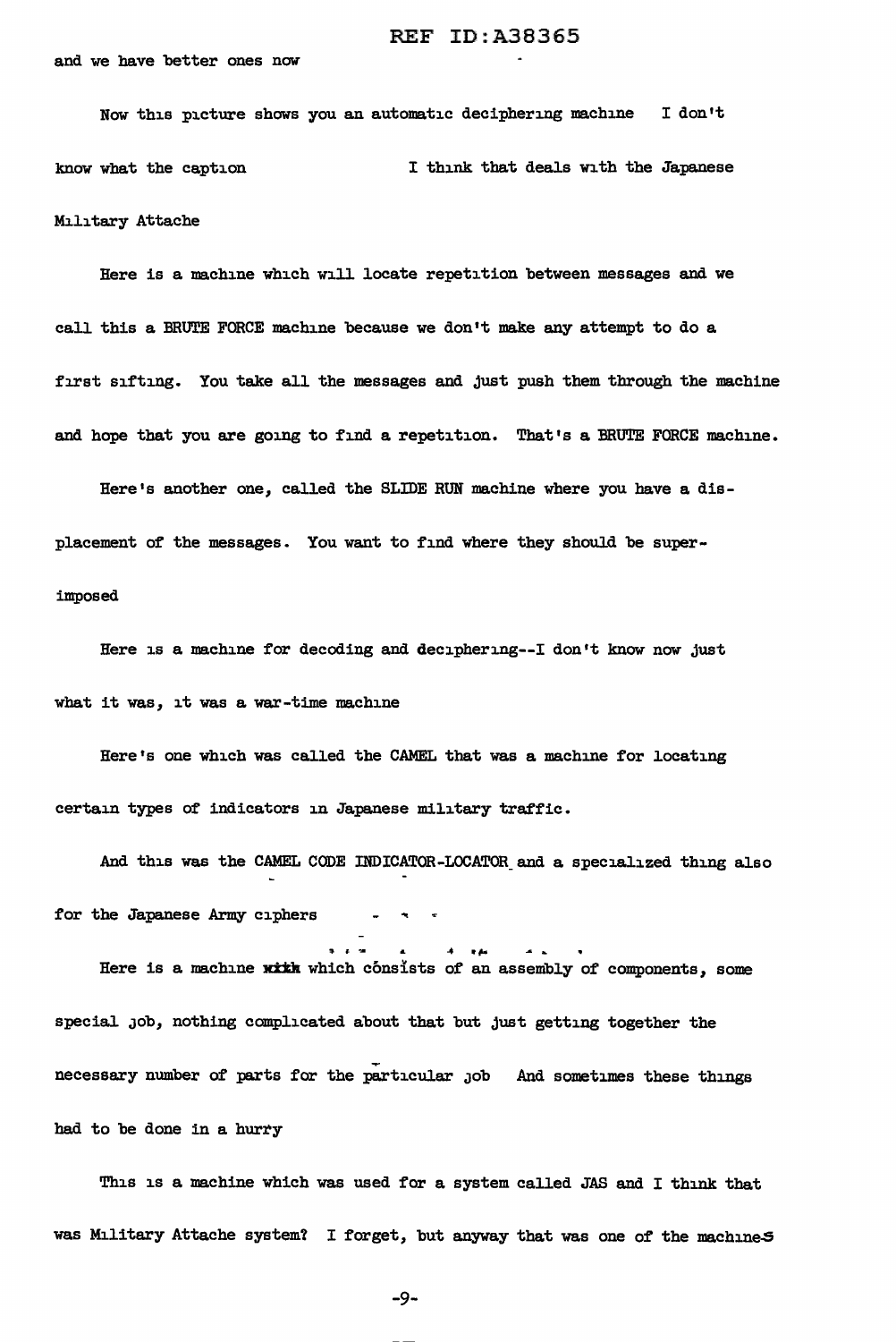and we have better ones now

Now this picture shows you an automatic deciphering machine I don't know what the caption I think that deals with the Japanese Military Attache

Here is a machine which will locate repetition between messages and we call this a BRUTE FORCE machine because we don't make any attempt to do a first sifting. You take all the messages and just push them through the machine and hope that you are going to find a repetition. That's a BRUTE FORCE machine.

Here's another one, called the SLIDE RUN machine where you have a displacement of the messages. You want to find where they should be superimposed

Here is a machine for decoding and deciphering--I don't know now just what it was, it was a war-time machine

Here's one which was called the CAMEL that was a machine for locating certain types of indicators in Japanese military traffic.

And this was the CAMEL CODE INDICATOR-LOCATOR and a specialized thing also for the Japanese Army ciphers

Here is a machine ~~with~~ which consists of an assembly of components, some special job, nothing complicated about that but just getting together the necessary number of parts for the particular job And sometimes these things had to be done in a hurry

This is a machine which was used for a system called JAS and I think that was Military Attache system? I forget, but anyway that was one of the machines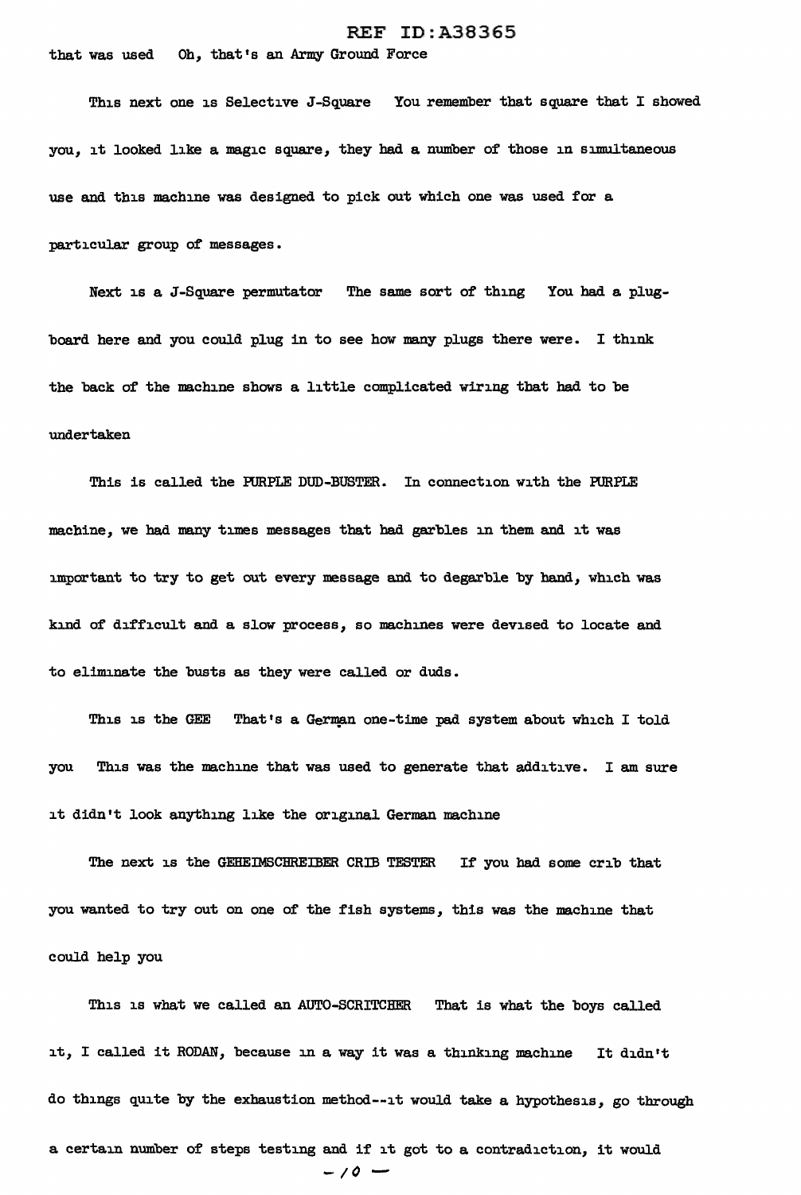that was used Oh, that's an Army Ground Force

This next one is Selective J-Square You remember that square that I showed you, it looked like a magic square, they had a number of those in simultaneous use and this machine was designed to pick out which one was used for a particular group of messages.

Next is a J-Square permutator The same sort of thing You had a plug-board here and you could plug in to see how many plugs there were. I think the back of the machine shows a little complicated wiring that had to be undertaken

This is called the PURPLE DUD-BUSTER. In connection with the PURPLE machine, we had many times messages that had garbles in them and it was important to try to get out every message and to degarble by hand, which was kind of difficult and a slow process, so machines were devised to locate and to eliminate the busts as they were called or duds.

This is the GEE That's a German one-time pad system about which I told you This was the machine that was used to generate that additive. I am sure it didn't look anything like the original German machine

The next is the GEHEIMSCHREIBER CRIB TESTER If you had some crib that you wanted to try out on one of the fish systems, this was the machine that could help you

This is what we called an AUTO-SCRITCHER That is what the boys called it, I called it RODAN, because in a way it was a thinking machine It didn't do things quite by the exhaustion method--it would take a hypothesis, go through a certain number of steps testing and if it got to a contradiction, it would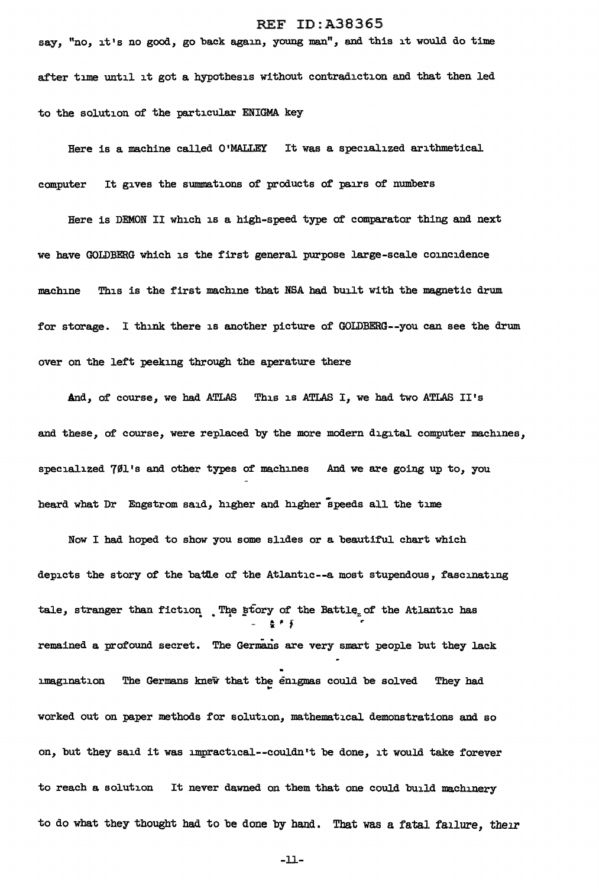say, "no, it's no good, go back again, young man", and this it would do time after time until it got a hypothesis without contradiction and that then led to the solution of the particular ENIGMA key

Here is a machine called O'MALLEY It was a specialized arithmetical computer It gives the summations of products of pairs of numbers

Here is DEMON II which is a high-speed type of comparator thing and next we have GOLDBERG which is the first general purpose large-scale coincidence machine This is the first machine that NSA had built with the magnetic drum for storage. I think there is another picture of GOLDBERG--you can see the drum over on the left peeking through the aperature there

And, of course, we had ATLAS This is ATLAS I, we had two ATLAS II's and these, of course, were replaced by the more modern digital computer machines, specialized 701's and other types of machines And we are going up to, you heard what Dr Engstrom said, higher and higher speeds all the time

Now I had hoped to show you some slides or a beautiful chart which depicts the story of the battle of the Atlantic--a most stupendous, fascinating tale, stranger than fiction. The story of the Battle of the Atlantic has remained a profound secret. The Germans are very smart people but they lack imagination The Germans knew that the enigmas could be solved They had worked out on paper methods for solution, mathematical demonstrations and so on, but they said it was impractical--couldn't be done, it would take forever to reach a solution It never dawned on them that one could build machinery to do what they thought had to be done by hand. That was a fatal failure, their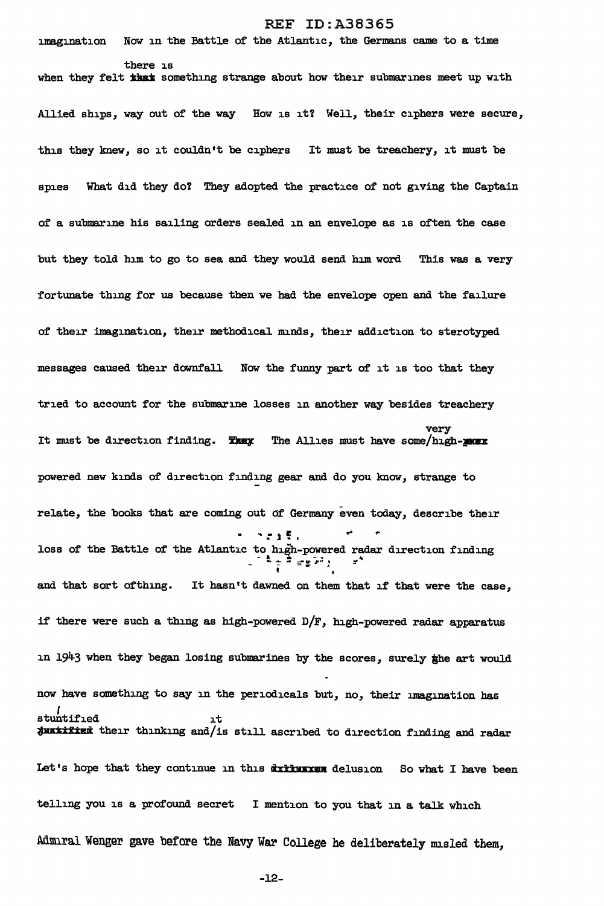imagination Now in the Battle of the Atlantic, the Germans came to a time when they felt there is something strange about how their submarines meet up with Allied ships, way out of the way How is it? Well, their ciphers were secure, this they knew, so it couldn't be ciphers It must be treachery, it must be spies What did they do? They adopted the practice of not giving the Captain of a submarine his sailing orders sealed in an envelope as is often the case but they told him to go to sea and they would send him word This was a very fortunate thing for us because then we had the envelope open and the failure of their imagination, their methodical minds, their addiction to sterotyped messages caused their downfall Now the funny part of it is too that they tried to account for the submarine losses in another way besides treachery It must be direction finding. The Allies must have some very high-powered new kinds of direction finding gear and do you know, strange to relate, the books that are coming out of Germany even today, describe their loss of the Battle of the Atlantic to high-powered radar direction finding and that sort ofthing. It hasn't dawned on them that if that were the case, if there were such a thing as high-powered D/F, high-powered radar apparatus in 1943 when they began losing submarines by the scores, surely the art would now have something to say in the periodicals but, no, their imagination has stuntified their thinking and it is still ascribed to direction finding and radar Let's hope that they continue in this delusion So what I have been telling you is a profound secret I mention to you that in a talk which Admiral Wenger gave before the Navy War College he deliberately misled them,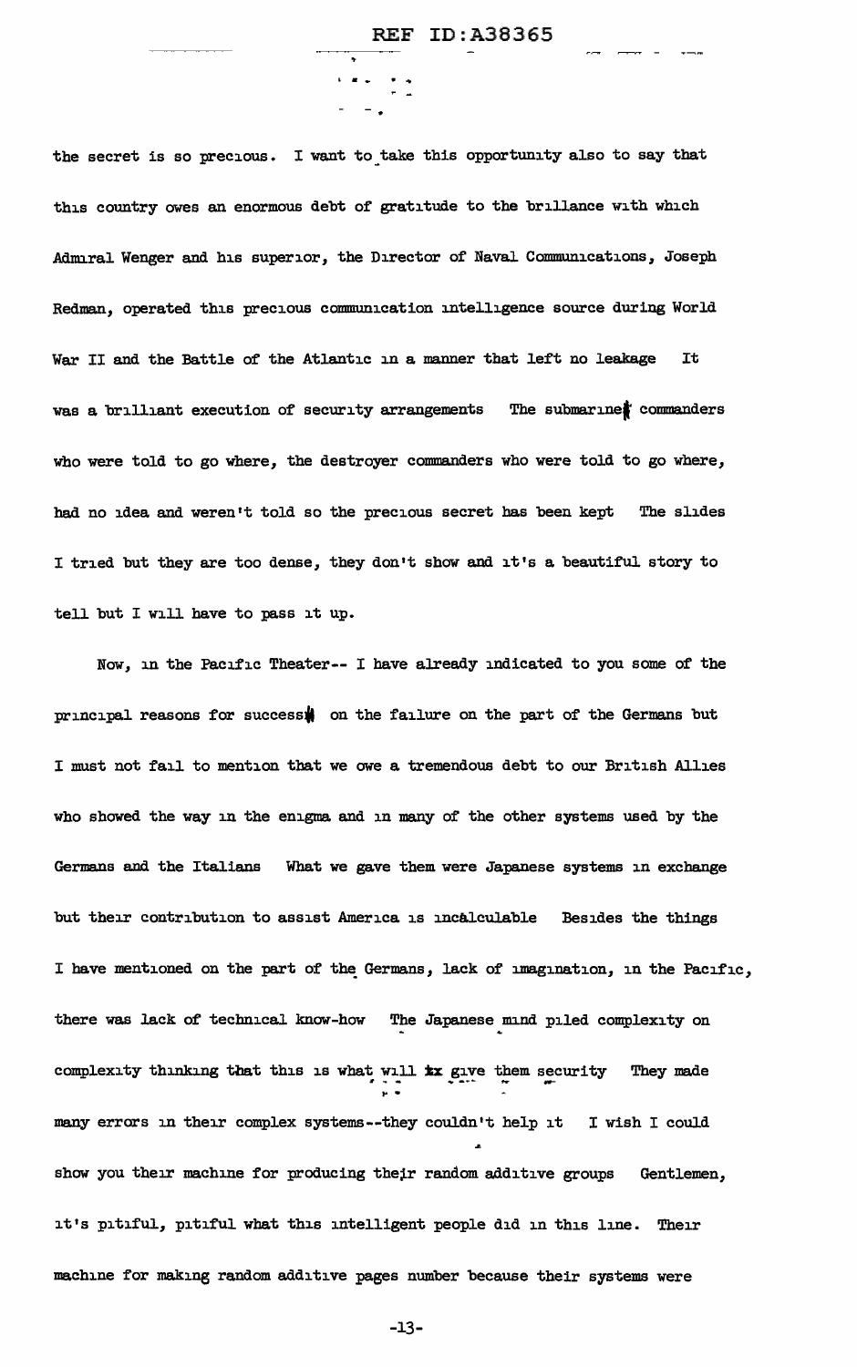the secret is so precious. I want to take this opportunity also to say that this country owes an enormous debt of gratitude to the brillance with which Admiral Wenger and his superior, the Director of Naval Communications, Joseph Redman, operated this precious communication intelligence source during World War II and the Battle of the Atlantic in a manner that left no leakage It was a brilliant execution of security arrangements The submarine commanders who were told to go where, the destroyer commanders who were told to go where, had no idea and weren't told so the precious secret has been kept The slides I tried but they are too dense, they don't show and it's a beautiful story to tell but I will have to pass it up.

Now, in the Pacific Theater-- I have already indicated to you some of the principal reasons for success on the failure on the part of the Germans but I must not fail to mention that we owe a tremendous debt to our British Allies who showed the way in the enigma and in many of the other systems used by the Germans and the Italians What we gave them were Japanese systems in exchange but their contribution to assist America is incalculable Besides the things I have mentioned on the part of the Germans, lack of imagination, in the Pacific, there was lack of technical know-how The Japanese mind piled complexity on complexity thinking that this is what will ~~ix~~ give them security They made many errors in their complex systems--they couldn't help it I wish I could show you their machine for producing their random additive groups Gentlemen, it's pitiful, pitiful what this intelligent people did in this line. Their machine for making random additive pages number because their systems were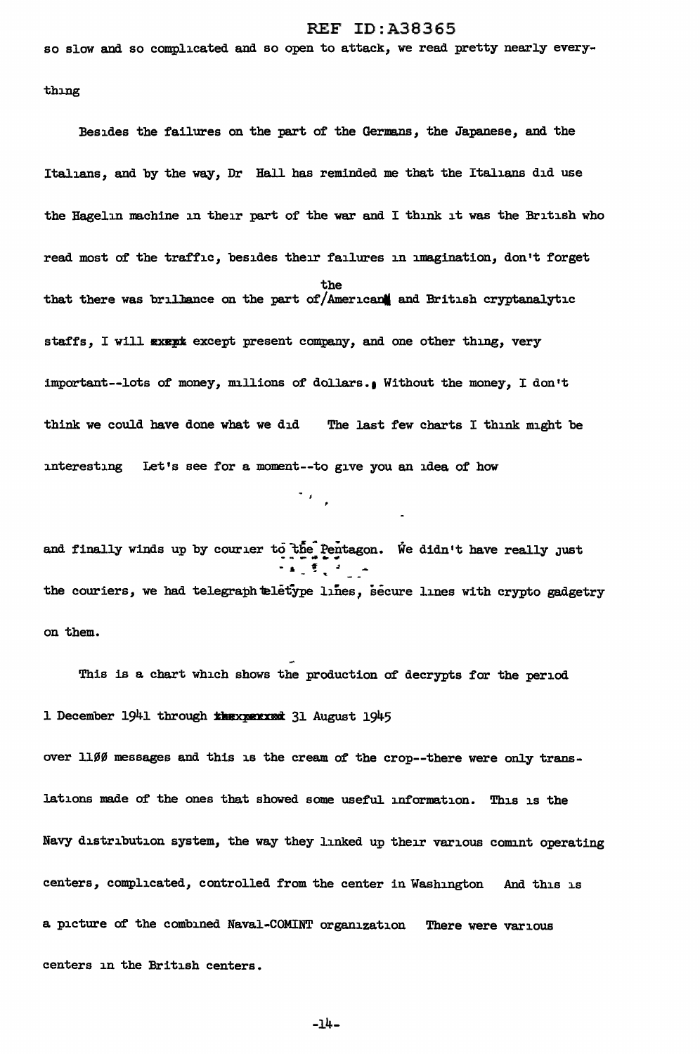so slow and so complicated and so open to attack, we read pretty nearly everything

Besides the failures on the part of the Germans, the Japanese, and the Italians, and by the way, Dr Hall has reminded me that the Italians did use the Hagelin machine in their part of the war and I think it was the British who read most of the traffic, besides their failures in imagination, don't forget that there was brilliance on the part of the American and British cryptanalytic staffs, I will except present company, and one other thing, very important--lots of money, millions of dollars. Without the money, I don't think we could have done what we did The last few charts I think might be interesting Let's see for a moment--to give you an idea of how

and finally winds up by courier to the Pentagon. We didn't have really just the couriers, we had telegraph teletype lines, secure lines with crypto gadgetry on them.

This is a chart which shows the production of decrypts for the period 1 December 1941 through 31 August 1945

over 1100 messages and this is the cream of the crop--there were only translations made of the ones that showed some useful information. This is the Navy distribution system, the way they linked up their various comint operating centers, complicated, controlled from the center in Washington And this is a picture of the combined Naval-COMINT organization There were various centers in the British centers.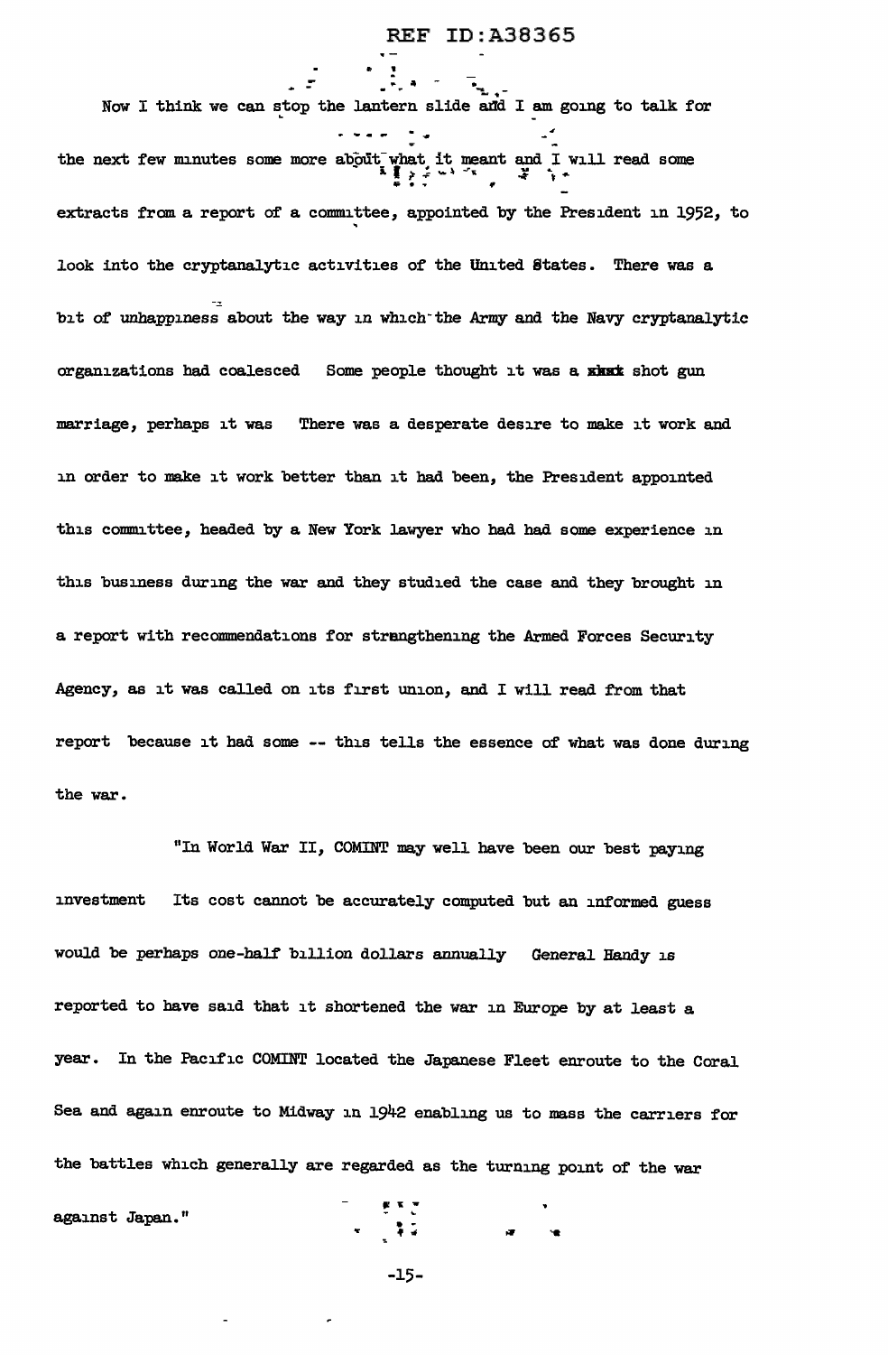Now I think we can stop the lantern slide and I am going to talk for the next few minutes some more about what it meant and I will read some extracts from a report of a committee, appointed by the President in 1952, to look into the cryptanalytic activities of the United States. There was a bit of unhappiness about the way in which the Army and the Navy cryptanalytic organizations had coalesced Some people thought it was a shot gun marriage, perhaps it was There was a desperate desire to make it work and in order to make it work better than it had been, the President appointed this committee, headed by a New York lawyer who had had some experience in this business during the war and they studied the case and they brought in a report with recommendations for strengthening the Armed Forces Security Agency, as it was called on its first union, and I will read from that report because it had some -- this tells the essence of what was done during the war.

"In World War II, COMINT may well have been our best paying investment Its cost cannot be accurately computed but an informed guess would be perhaps one-half billion dollars annually General Handy is reported to have said that it shortened the war in Europe by at least a year. In the Pacific COMINT located the Japanese Fleet enroute to the Coral Sea and again enroute to Midway in 1942 enabling us to mass the carriers for the battles which generally are regarded as the turning point of the war against Japan."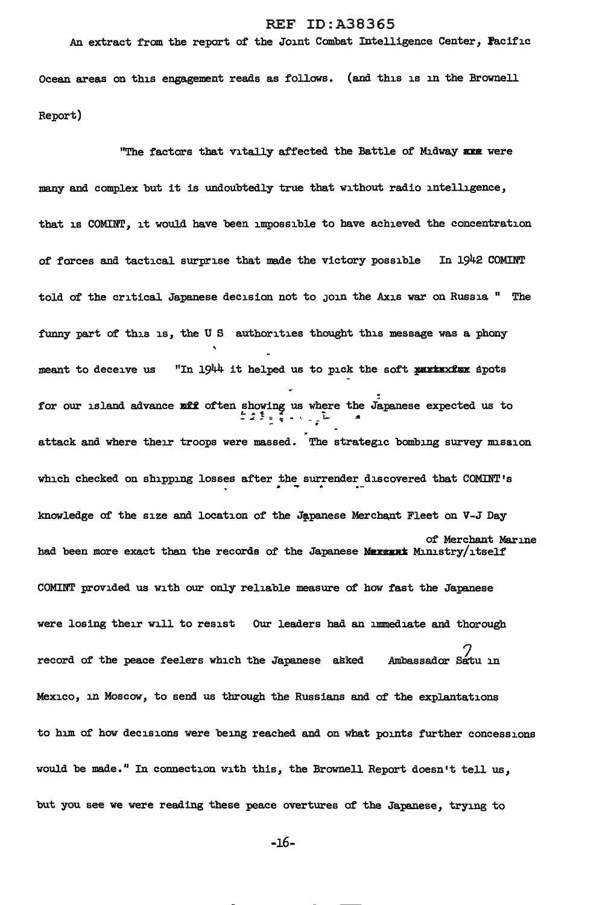An extract from the report of the Joint Combat Intelligence Center, Pacific Ocean areas on this engagement reads as follows. (and this is in the Brownell Report)

"The factors that vitally affected the Battle of Midway were many and complex but it is undoubtedly true that without radio intelligence, that is COMINT, it would have been impossible to have achieved the concentration of forces and tactical surprise that made the victory possible In 1942 COMINT told of the critical Japanese decision not to join the Axis war on Russia " The funny part of this is, the U S authorities thought this message was a phony meant to deceive us "In 1944 it helped us to pick the soft spots for our island advance often showing us where the Japanese expected us to attack and where their troops were massed. The strategic bombing survey mission which checked on shipping losses after the surrender discovered that COMINT's knowledge of the size and location of the Japanese Merchant Fleet on V-J Day had been more exact than the records of the Japanese Ministry of Merchant Marine itself COMINT provided us with our only reliable measure of how fast the Japanese were losing their will to resist Our leaders had an immediate and thorough record of the peace feelers which the Japanese asked Ambassador Satu ? in Mexico, in Moscow, to send us through the Russians and of the explanations to him of how decisions were being reached and on what points further concessions would be made." In connection with this, the Brownell Report doesn't tell us, but you see we were reading these peace overtures of the Japanese, trying to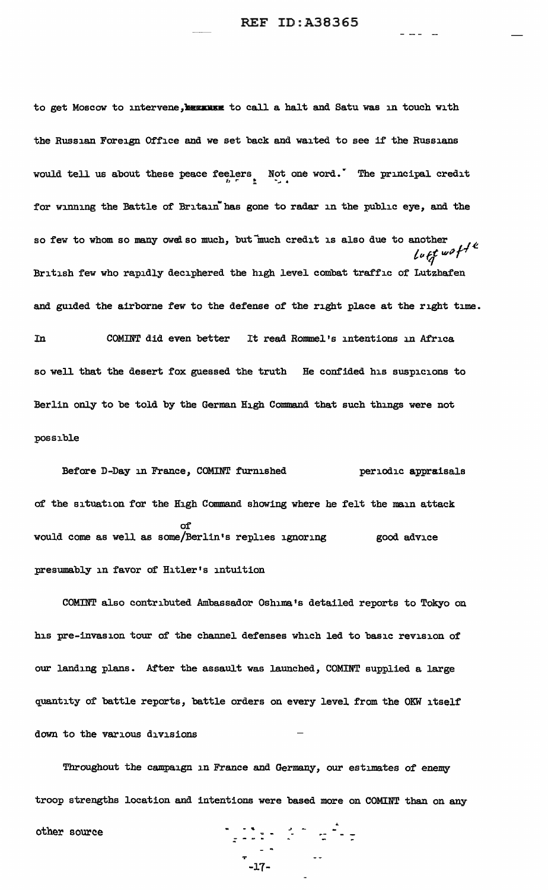to get Moscow to intervene, ~~xxxxxxx~~ to call a halt and Satu was in touch with the Russian Foreign Office and we set back and waited to see if the Russians would tell us about these peace feelers. Not one word." The principal credit for winning the Battle of Britain has gone to radar in the public eye, and the so few to whom so many owed so much, but much credit is also due to another British few who rapidly deciphered the high level combat traffic of Lutzhafen *Luftwaffe* and guided the airborne few to the defense of the right place at the right time. In COMINT did even better It read Rommel's intentions in Africa so well that the desert fox guessed the truth He confided his suspicions to Berlin only to be told by the German High Command that such things were not possible

Before D-Day in France, COMINT furnished periodic appraisals of the situation for the High Command showing where he felt the main attack would come as well as some of Berlin's replies ignoring good advice presumably in favor of Hitler's intuition

COMINT also contributed Ambassador Oshima's detailed reports to Tokyo on his pre-invasion tour of the channel defenses which led to basic revision of our landing plans. After the assault was launched, COMINT supplied a large quantity of battle reports, battle orders on every level from the OKW itself down to the various divisions

Throughout the campaign in France and Germany, our estimates of enemy troop strengths location and intentions were based more on COMINT than on any other source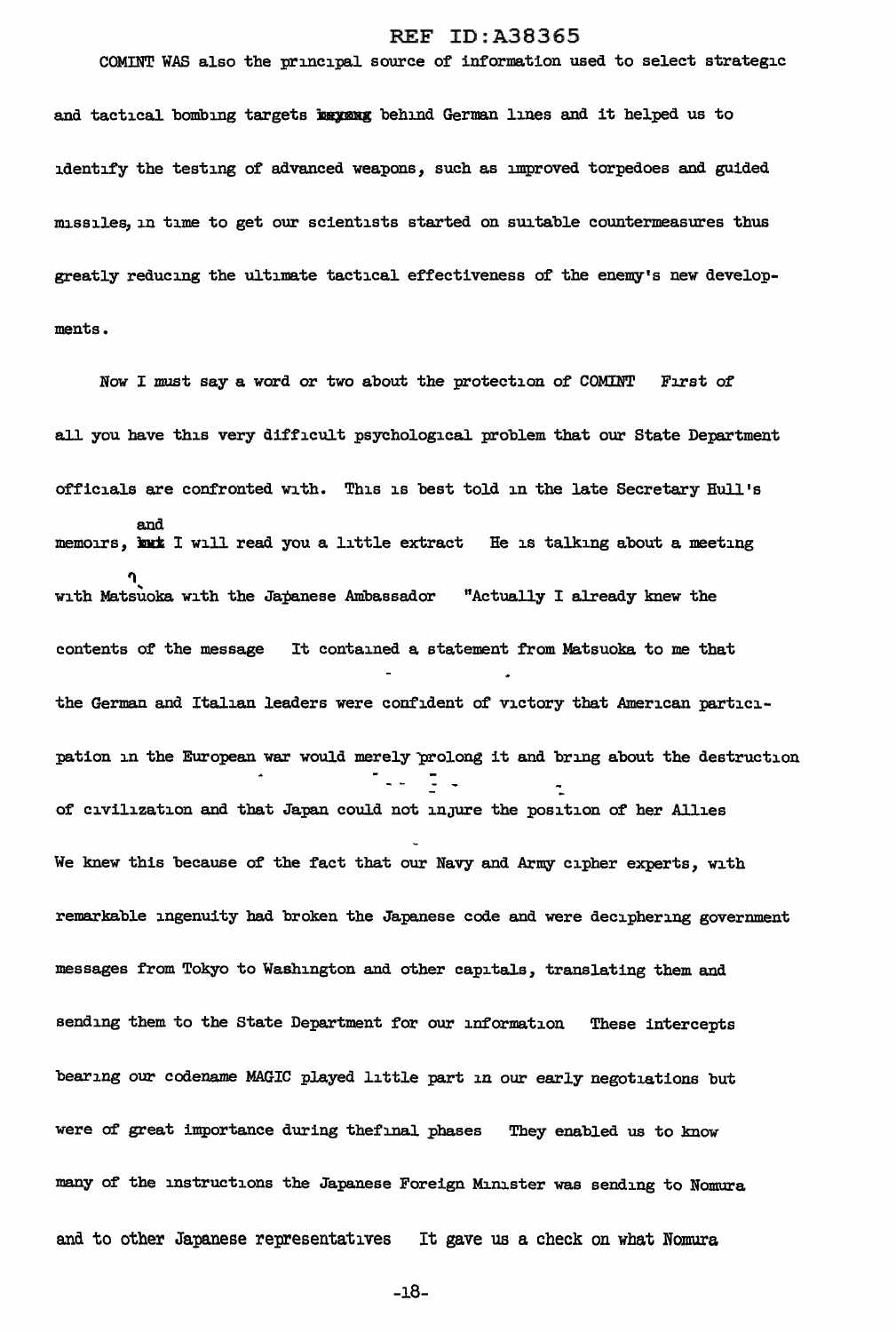COMINT WAS also the principal source of information used to select strategic and tactical bombing targets behind German lines and it helped us to identify the testing of advanced weapons, such as improved torpedoes and guided missiles, in time to get our scientists started on suitable countermeasures thus greatly reducing the ultimate tactical effectiveness of the enemy's new developments.

Now I must say a word or two about the protection of COMINT First of all you have this very difficult psychological problem that our State Department officials are confronted with. This is best told in the late Secretary Hull's memoirs, and I will read you a little extract He is talking about a meeting with Matsuoka with the Japanese Ambassador "Actually I already knew the contents of the message It contained a statement from Matsuoka to me that the German and Italian leaders were confident of victory that American participation in the European war would merely prolong it and bring about the destruction of civilization and that Japan could not injure the position of her Allies We knew this because of the fact that our Navy and Army cipher experts, with remarkable ingenuity had broken the Japanese code and were deciphering government messages from Tokyo to Washington and other capitals, translating them and sending them to the State Department for our information These intercepts bearing our codename MAGIC played little part in our early negotiations but were of great importance during thefinal phases They enabled us to know many of the instructions the Japanese Foreign Minister was sending to Nomura and to other Japanese representatives It gave us a check on what Nomura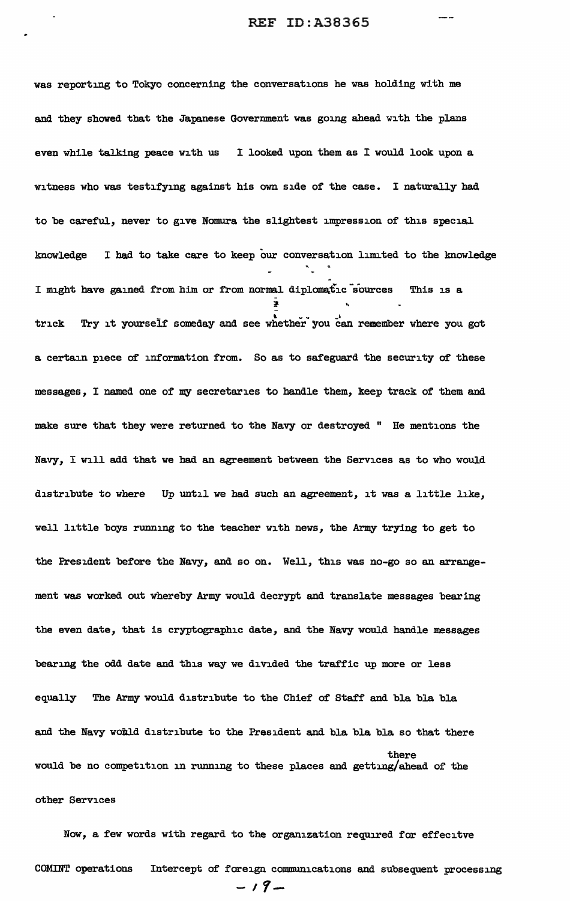was reporting to Tokyo concerning the conversations he was holding with me and they showed that the Japanese Government was going ahead with the plans even while talking peace with us I looked upon them as I would look upon a witness who was testifying against his own side of the case. I naturally had to be careful, never to give Nomura the slightest impression of this special knowledge I had to take care to keep our conversation limited to the knowledge I might have gained from him or from normal diplomatic sources This is a trick Try it yourself someday and see whether you can remember where you got a certain piece of information from. So as to safeguard the security of these messages, I named one of my secretaries to handle them, keep track of them and make sure that they were returned to the Navy or destroyed " He mentions the Navy, I will add that we had an agreement between the Services as to who would distribute to where Up until we had such an agreement, it was a little like, well little boys running to the teacher with news, the Army trying to get to the President before the Navy, and so on. Well, this was no-go so an arrangement was worked out whereby Army would decrypt and translate messages bearing the even date, that is cryptographic date, and the Navy would handle messages bearing the odd date and this way we divided the traffic up more or less equally The Army would distribute to the Chief of Staff and bla bla bla and the Navy would distribute to the President and bla bla bla so that there would be no competition in running to these places and getting there ahead of the other Services

Now, a few words with regard to the organization required for effective COMINT operations Intercept of foreign communications and subsequent processing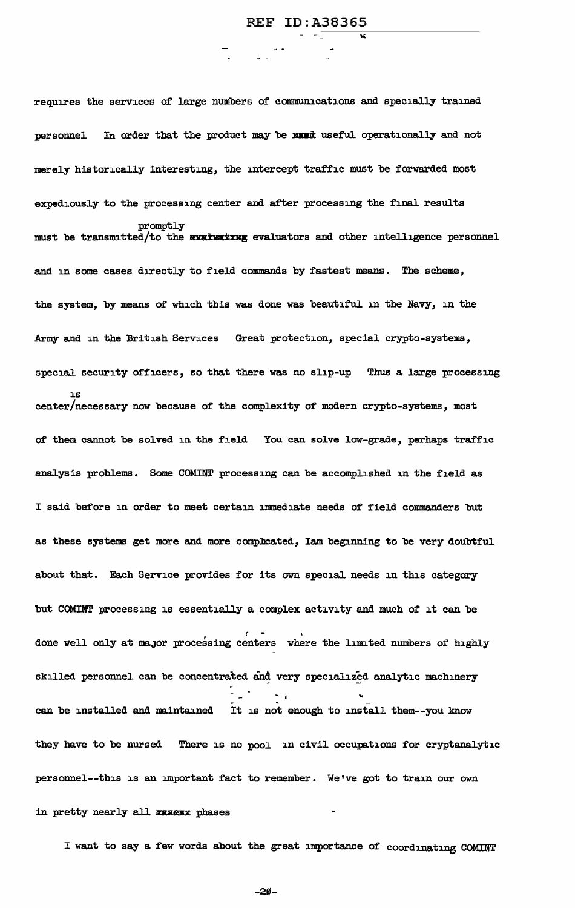requires the services of large numbers of communications and specially trained personnel  In order that the product may be most useful operationally and not merely historically interesting, the intercept traffic must be forwarded most expediously to the processing center and after processing the final results must be transmitted promptly to the evaluators and other intelligence personnel and in some cases directly to field commands by fastest means. The scheme, the system, by means of which this was done was beautiful in the Navy, in the Army and in the British Services  Great protection, special crypto-systems, special security officers, so that there was no slip-up  Thus a large processing center is necessary now because of the complexity of modern crypto-systems, most of them cannot be solved in the field  You can solve low-grade, perhaps traffic analysis problems. Some COMINT processing can be accomplished in the field as I said before in order to meet certain immediate needs of field commanders but as these systems get more and more complicated, Iam beginning to be very doubtful about that. Each Service provides for its own special needs in this category but COMINT processing is essentially a complex activity and much of it can be done well only at major processing centers  where the limited numbers of highly skilled personnel can be concentrated and very specialized analytic machinery can be installed and maintained  It is not enough to install them--you know they have to be nursed  There is no pool  in civil occupations for cryptanalytic personnel--this is an important fact to remember. We've got to train our own in pretty nearly all phases

I want to say a few words about the great importance of coordinating COMINT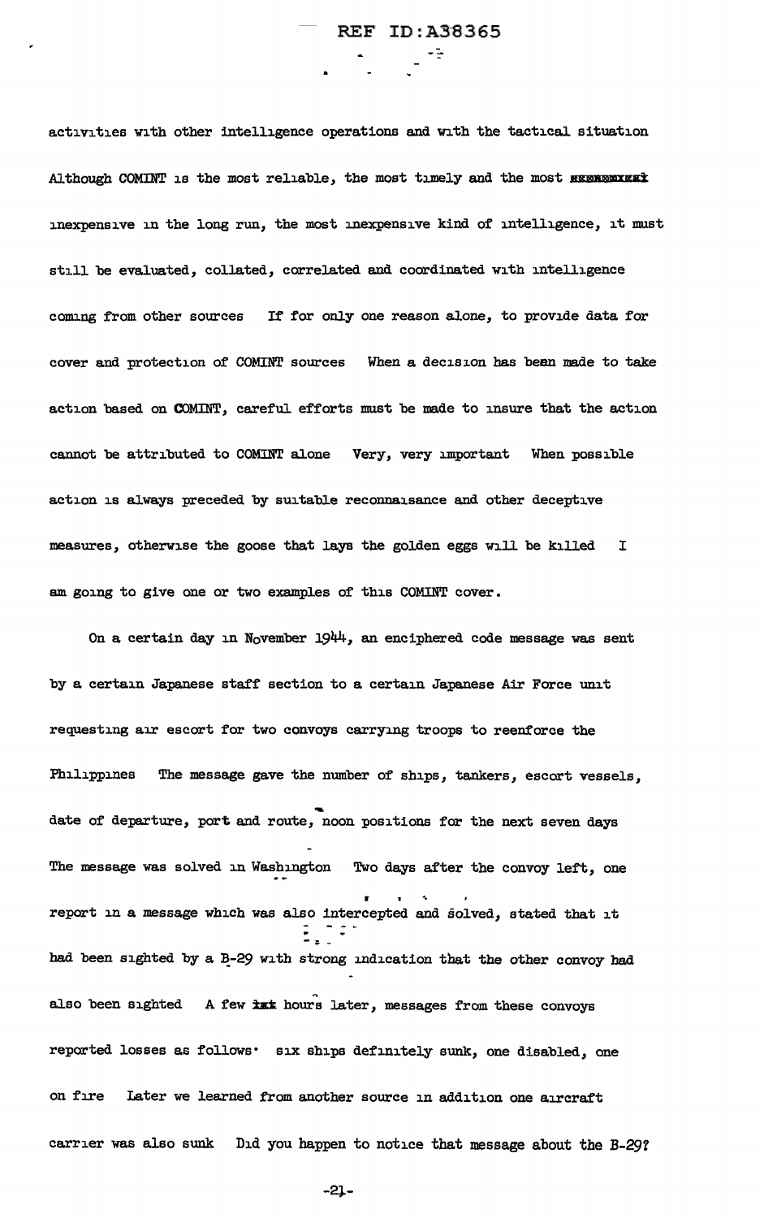activities with other intelligence operations and with the tactical situation Although COMINT is the most reliable, the most timely and the most ~~xxxxxxxxx~~ inexpensive in the long run, the most inexpensive kind of intelligence, it must still be evaluated, collated, correlated and coordinated with intelligence coming from other sources If for only one reason alone, to provide data for cover and protection of COMINT sources When a decision has been made to take action based on COMINT, careful efforts must be made to insure that the action cannot be attributed to COMINT alone Very, very important When possible action is always preceded by suitable reconnaisance and other deceptive measures, otherwise the goose that lays the golden eggs will be killed I am going to give one or two examples of this COMINT cover.

On a certain day in November 1944, an enciphered code message was sent by a certain Japanese staff section to a certain Japanese Air Force unit requesting air escort for two convoys carrying troops to reenforce the Philippines The message gave the number of ships, tankers, escort vessels, date of departure, port and route, noon positions for the next seven days The message was solved in Washington Two days after the convoy left, one report in a message which also intercepted and solved, stated that it had been sighted by a B-29 with strong indication that the other convoy had also been sighted A few ~~xxx~~ hours later, messages from these convoys reported losses as follows: six ships definitely sunk, one disabled, one on fire Later we learned from another source in addition one aircraft carrier was also sunk Did you happen to notice that message about the B-29?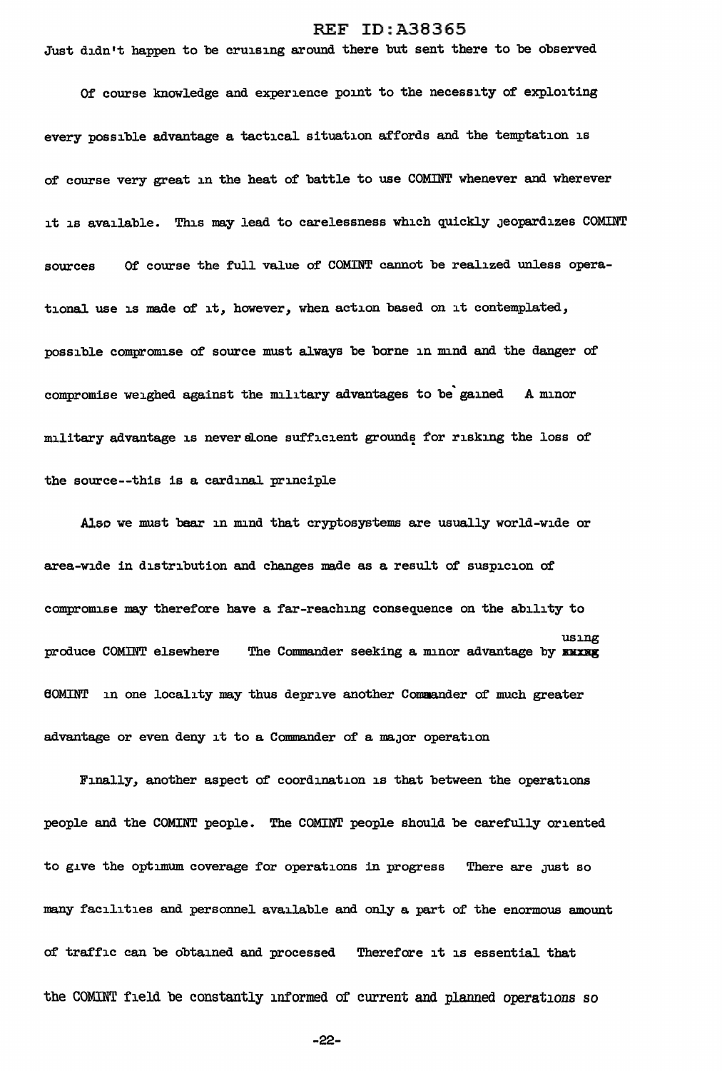Just didn't happen to be cruising around there but sent there to be observed

Of course knowledge and experience point to the necessity of exploiting every possible advantage a tactical situation affords and the temptation is of course very great in the heat of battle to use COMINT whenever and wherever it is available. This may lead to carelessness which quickly jeopardizes COMINT sources Of course the full value of COMINT cannot be realized unless operational use is made of it, however, when action based on it contemplated, possible compromise of source must always be borne in mind and the danger of compromise weighed against the military advantages to be gained A minor military advantage is never alone sufficient grounds for risking the loss of the source--this is a cardinal principle

Also we must bear in mind that cryptosystems are usually world-wide or area-wide in distribution and changes made as a result of suspicion of compromise may therefore have a far-reaching consequence on the ability to produce COMINT elsewhere The Commander seeking a minor advantage by using COMINT in one locality may thus deprive another Commander of much greater advantage or even deny it to a Commander of a major operation

Finally, another aspect of coordination is that between the operations people and the COMINT people. The COMINT people should be carefully oriented to give the optimum coverage for operations in progress There are just so many facilities and personnel available and only a part of the enormous amount of traffic can be obtained and processed Therefore it is essential that the COMINT field be constantly informed of current and planned operations so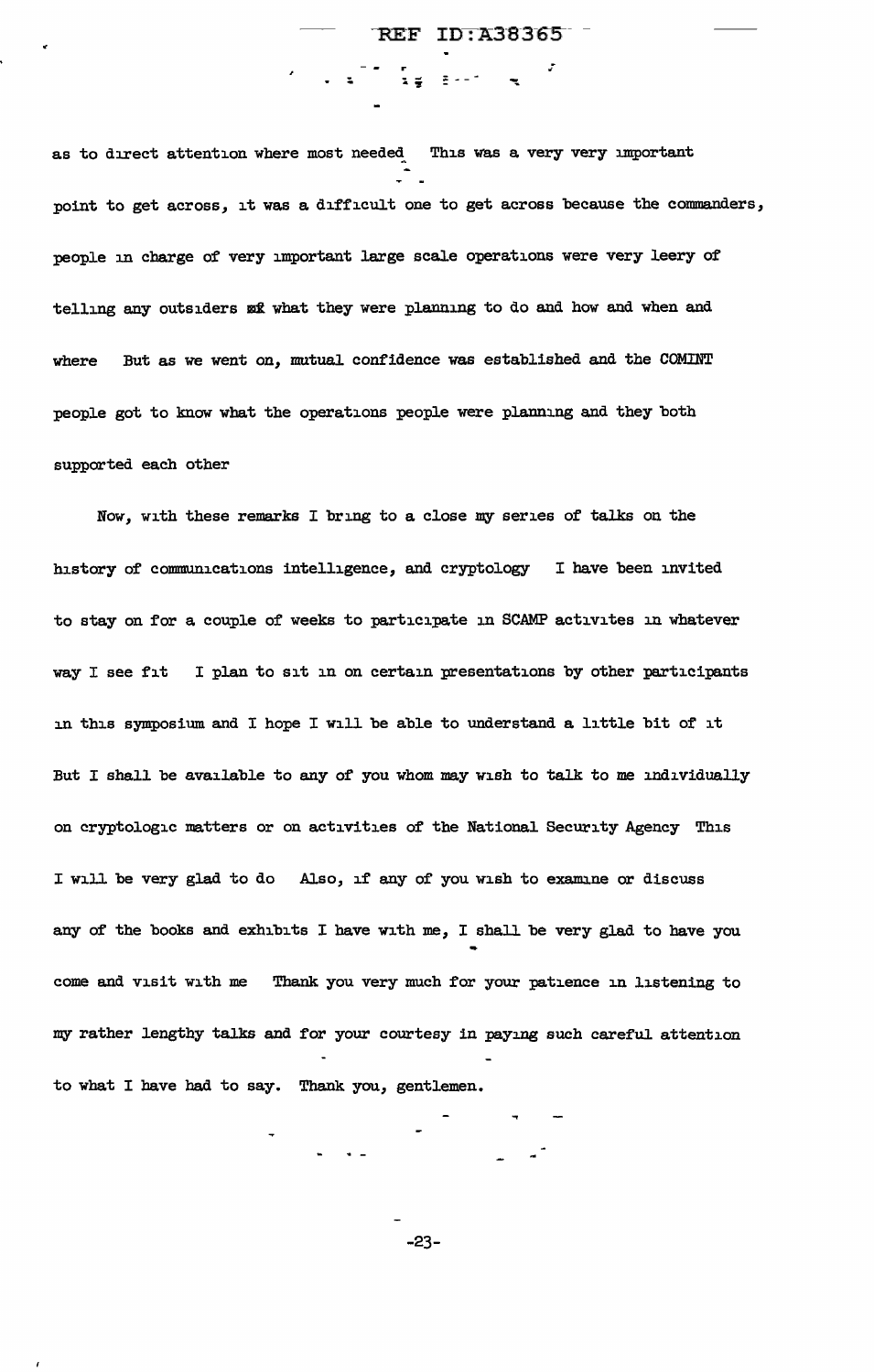as to direct attention where most needed This was a very very important point to get across, it was a difficult one to get across because the commanders, people in charge of very important large scale operations were very leery of telling any outsiders ~~of~~ what they were planning to do and how and when and where But as we went on, mutual confidence was established and the COMINT people got to know what the operations people were planning and they both supported each other

Now, with these remarks I bring to a close my series of talks on the history of communications intelligence, and cryptology I have been invited to stay on for a couple of weeks to participate in SCAMP activites in whatever way I see fit I plan to sit in on certain presentations by other participants in this symposium and I hope I will be able to understand a little bit of it But I shall be available to any of you whom may wish to talk to me individually on cryptologic matters or on activities of the National Security Agency This I will be very glad to do Also, if any of you wish to examine or discuss any of the books and exhibits I have with me, I shall be very glad to have you come and visit with me Thank you very much for your patience in listening to my rather lengthy talks and for your courtesy in paying such careful attention to what I have had to say. Thank you, gentlemen.